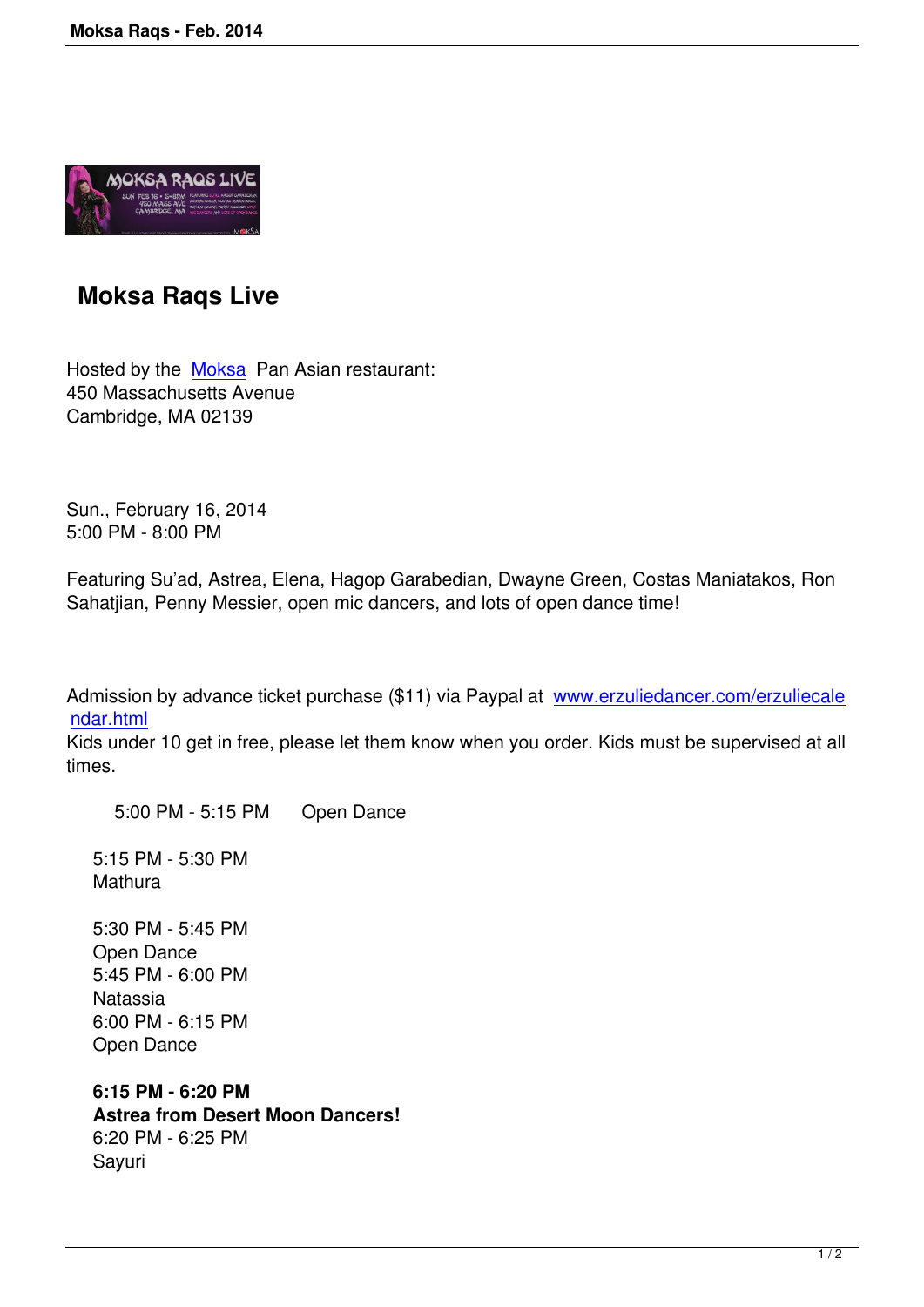# Moksa Raqs Live

Hosted by the [Moksa](Moksa) Pan Asian restaurant:
450 Massachusetts Avenue
Cambridge, MA 02139

Sun., February 16, 2014
5:00 PM - 8:00 PM

Featuring Su'ad, Astrea, Elena, Hagop Garabedian, Dwayne Green, Costas Maniatakos, Ron Sahatjian, Penny Messier, open mic dancers, and lots of open dance time!

Admission by advance ticket purchase ($11) via Paypal at [www.erzuliedancer.com/erzuliecalendar.html](www.erzuliedancer.com/erzuliecalendar.html)
Kids under 10 get in free, please let them know when you order. Kids must be supervised at all times.

5:00 PM - 5:15 PM Open Dance

5:15 PM - 5:30 PM
Mathura

5:30 PM - 5:45 PM
Open Dance
5:45 PM - 6:00 PM
Natassia
6:00 PM - 6:15 PM
Open Dance

**6:15 PM - 6:20 PM**
**Astrea from Desert Moon Dancers!**
6:20 PM - 6:25 PM
Sayuri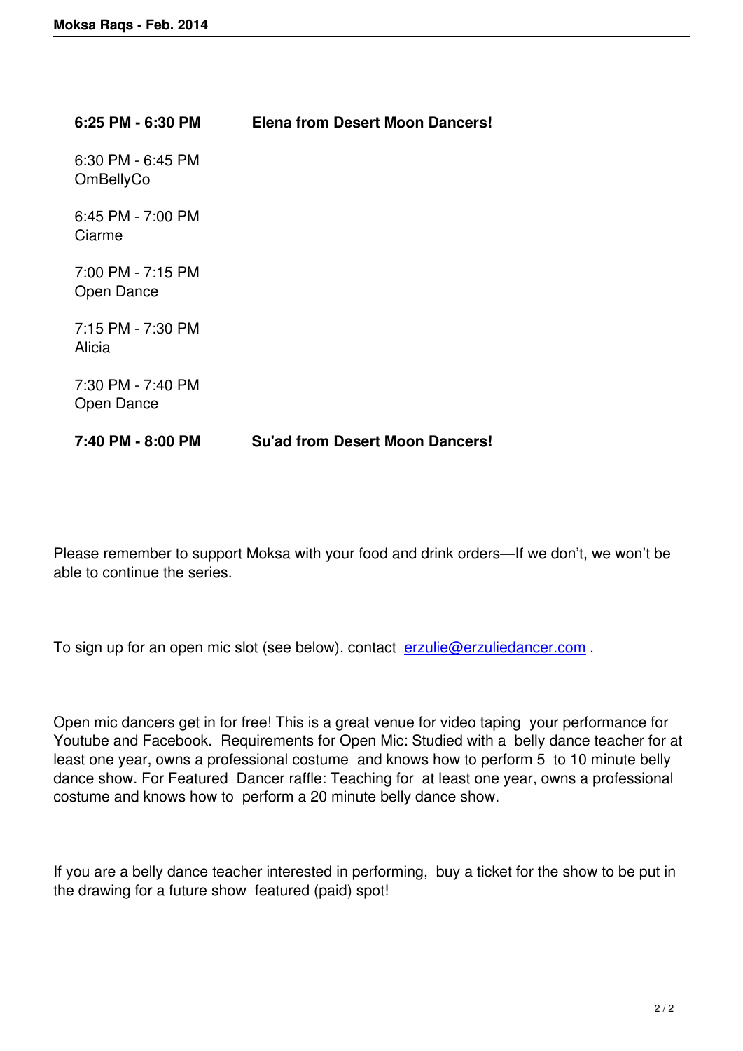**6:25 PM - 6:30 PM Elena from Desert Moon Dancers!**

6:30 PM - 6:45 PM
OmBellyCo

6:45 PM - 7:00 PM
Ciarme

7:00 PM - 7:15 PM
Open Dance

7:15 PM - 7:30 PM
Alicia

7:30 PM - 7:40 PM
Open Dance

**7:40 PM - 8:00 PM Su'ad from Desert Moon Dancers!**

Please remember to support Moksa with your food and drink orders—If we don't, we won't be able to continue the series.

To sign up for an open mic slot (see below), contact erzulie@erzuliedancer.com .

Open mic dancers get in for free! This is a great venue for video taping your performance for Youtube and Facebook. Requirements for Open Mic: Studied with a belly dance teacher for at least one year, owns a professional costume and knows how to perform 5 to 10 minute belly dance show. For Featured Dancer raffle: Teaching for at least one year, owns a professional costume and knows how to perform a 20 minute belly dance show.

If you are a belly dance teacher interested in performing, buy a ticket for the show to be put in the drawing for a future show featured (paid) spot!